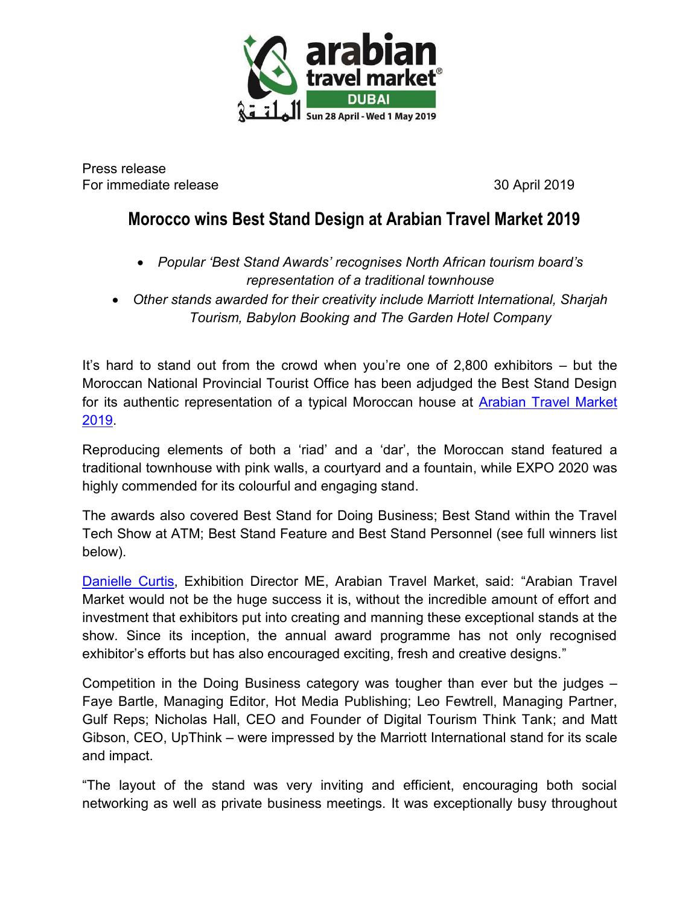Press release
For immediate release

30 April 2019

# Morocco wins Best Stand Design at Arabian Travel Market 2019

- *Popular 'Best Stand Awards' recognises North African tourism board's representation of a traditional townhouse*
- *Other stands awarded for their creativity include Marriott International, Sharjah Tourism, Babylon Booking and The Garden Hotel Company*

It's hard to stand out from the crowd when you're one of 2,800 exhibitors – but the Moroccan National Provincial Tourist Office has been adjudged the Best Stand Design for its authentic representation of a typical Moroccan house at Arabian Travel Market 2019.

Reproducing elements of both a 'riad' and a 'dar', the Moroccan stand featured a traditional townhouse with pink walls, a courtyard and a fountain, while EXPO 2020 was highly commended for its colourful and engaging stand.

The awards also covered Best Stand for Doing Business; Best Stand within the Travel Tech Show at ATM; Best Stand Feature and Best Stand Personnel (see full winners list below).

Danielle Curtis, Exhibition Director ME, Arabian Travel Market, said: "Arabian Travel Market would not be the huge success it is, without the incredible amount of effort and investment that exhibitors put into creating and manning these exceptional stands at the show. Since its inception, the annual award programme has not only recognised exhibitor's efforts but has also encouraged exciting, fresh and creative designs."

Competition in the Doing Business category was tougher than ever but the judges – Faye Bartle, Managing Editor, Hot Media Publishing; Leo Fewtrell, Managing Partner, Gulf Reps; Nicholas Hall, CEO and Founder of Digital Tourism Think Tank; and Matt Gibson, CEO, UpThink – were impressed by the Marriott International stand for its scale and impact.

"The layout of the stand was very inviting and efficient, encouraging both social networking as well as private business meetings. It was exceptionally busy throughout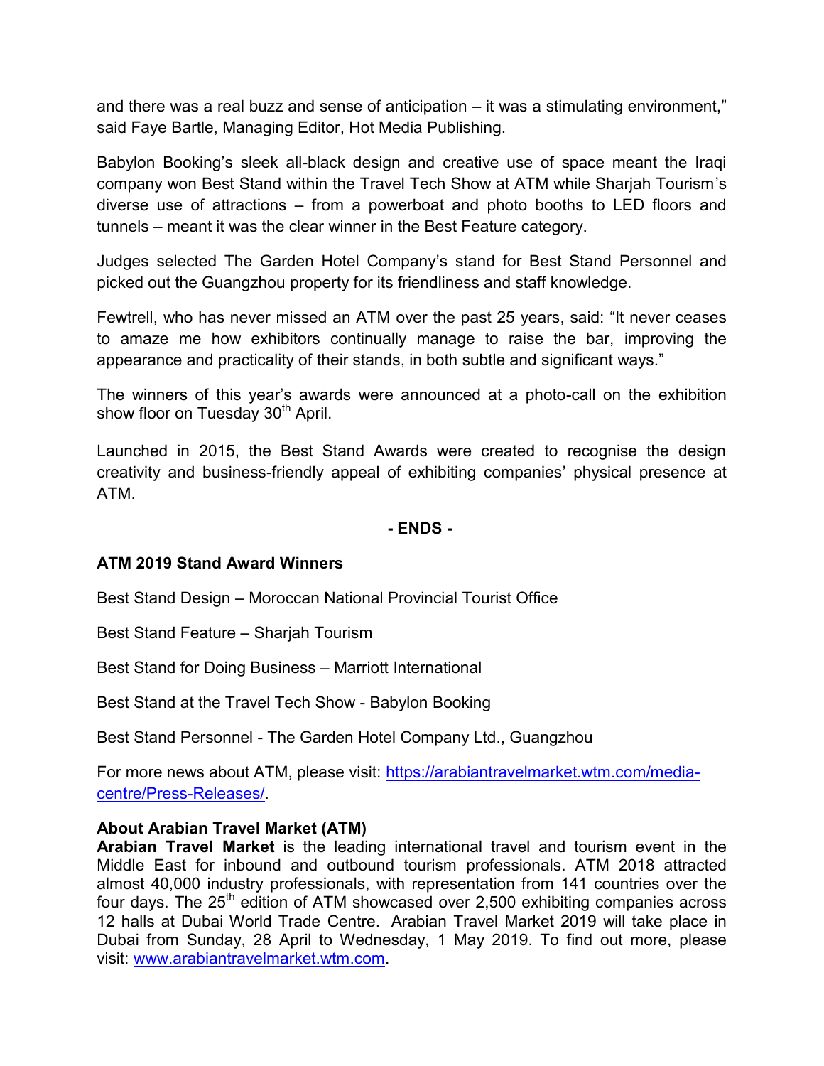and there was a real buzz and sense of anticipation – it was a stimulating environment," said Faye Bartle, Managing Editor, Hot Media Publishing.

Babylon Booking's sleek all-black design and creative use of space meant the Iraqi company won Best Stand within the Travel Tech Show at ATM while Sharjah Tourism's diverse use of attractions – from a powerboat and photo booths to LED floors and tunnels – meant it was the clear winner in the Best Feature category.

Judges selected The Garden Hotel Company's stand for Best Stand Personnel and picked out the Guangzhou property for its friendliness and staff knowledge.

Fewtrell, who has never missed an ATM over the past 25 years, said: "It never ceases to amaze me how exhibitors continually manage to raise the bar, improving the appearance and practicality of their stands, in both subtle and significant ways."

The winners of this year's awards were announced at a photo-call on the exhibition show floor on Tuesday 30th April.

Launched in 2015, the Best Stand Awards were created to recognise the design creativity and business-friendly appeal of exhibiting companies' physical presence at ATM.

**- ENDS -**

**ATM 2019 Stand Award Winners**

Best Stand Design – Moroccan National Provincial Tourist Office

Best Stand Feature – Sharjah Tourism

Best Stand for Doing Business – Marriott International

Best Stand at the Travel Tech Show - Babylon Booking

Best Stand Personnel - The Garden Hotel Company Ltd., Guangzhou

For more news about ATM, please visit: [https://arabiantravelmarket.wtm.com/media-centre/Press-Releases/](https://arabiantravelmarket.wtm.com/media-centre/Press-Releases/).

**About Arabian Travel Market (ATM)**

**Arabian Travel Market** is the leading international travel and tourism event in the Middle East for inbound and outbound tourism professionals. ATM 2018 attracted almost 40,000 industry professionals, with representation from 141 countries over the four days. The 25th edition of ATM showcased over 2,500 exhibiting companies across 12 halls at Dubai World Trade Centre. Arabian Travel Market 2019 will take place in Dubai from Sunday, 28 April to Wednesday, 1 May 2019. To find out more, please visit: [www.arabiantravelmarket.wtm.com](http://www.arabiantravelmarket.wtm.com).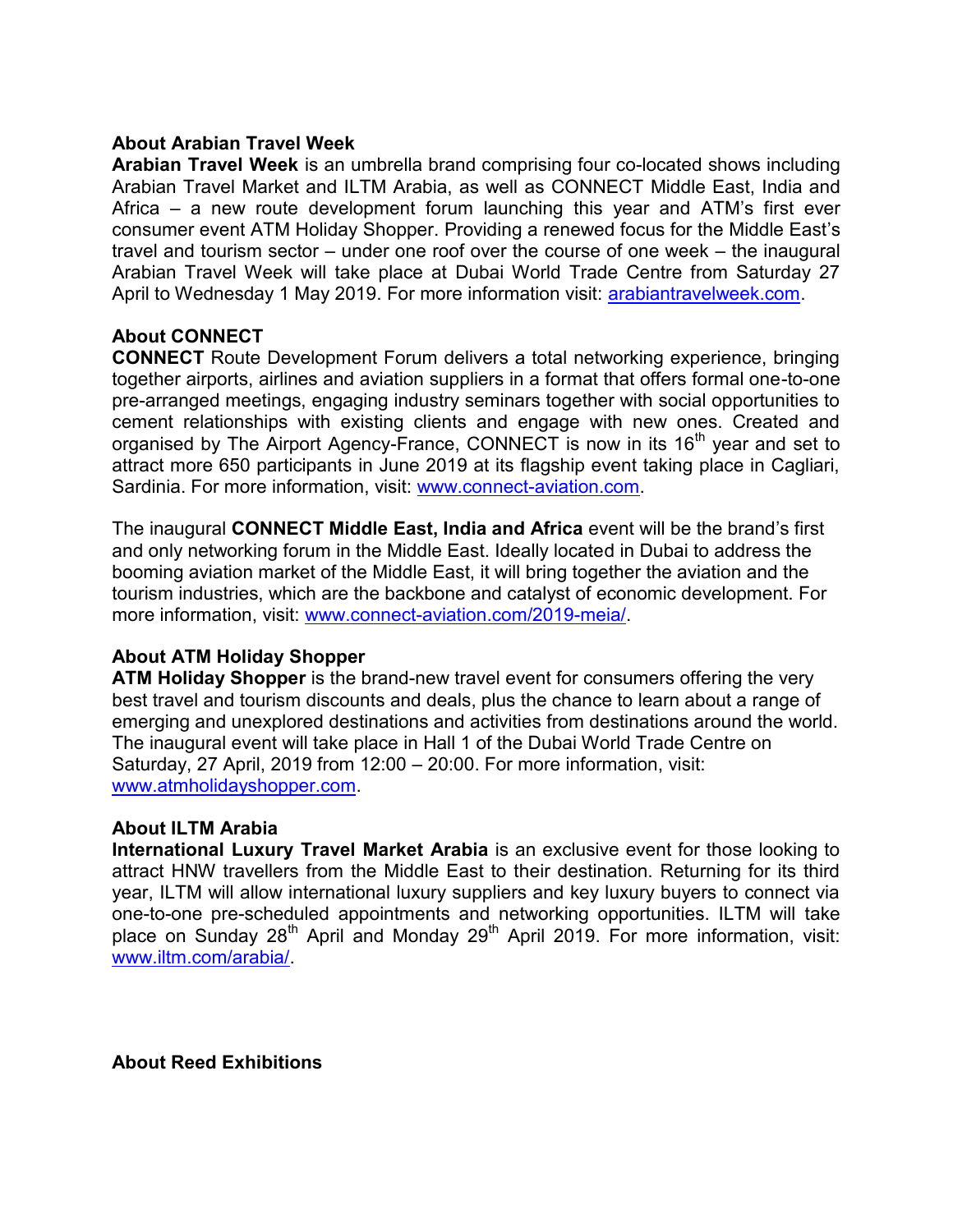**About Arabian Travel Week**

**Arabian Travel Week** is an umbrella brand comprising four co-located shows including Arabian Travel Market and ILTM Arabia, as well as CONNECT Middle East, India and Africa – a new route development forum launching this year and ATM's first ever consumer event ATM Holiday Shopper. Providing a renewed focus for the Middle East's travel and tourism sector – under one roof over the course of one week – the inaugural Arabian Travel Week will take place at Dubai World Trade Centre from Saturday 27 April to Wednesday 1 May 2019. For more information visit: arabiantravelweek.com.

**About CONNECT**

**CONNECT** Route Development Forum delivers a total networking experience, bringing together airports, airlines and aviation suppliers in a format that offers formal one-to-one pre-arranged meetings, engaging industry seminars together with social opportunities to cement relationships with existing clients and engage with new ones. Created and organised by The Airport Agency-France, CONNECT is now in its 16th year and set to attract more 650 participants in June 2019 at its flagship event taking place in Cagliari, Sardinia. For more information, visit: www.connect-aviation.com.

The inaugural **CONNECT Middle East, India and Africa** event will be the brand's first and only networking forum in the Middle East. Ideally located in Dubai to address the booming aviation market of the Middle East, it will bring together the aviation and the tourism industries, which are the backbone and catalyst of economic development. For more information, visit: www.connect-aviation.com/2019-meia/.

**About ATM Holiday Shopper**

**ATM Holiday Shopper** is the brand-new travel event for consumers offering the very best travel and tourism discounts and deals, plus the chance to learn about a range of emerging and unexplored destinations and activities from destinations around the world. The inaugural event will take place in Hall 1 of the Dubai World Trade Centre on Saturday, 27 April, 2019 from 12:00 – 20:00. For more information, visit: www.atmholidayshopper.com.

**About ILTM Arabia**

**International Luxury Travel Market Arabia** is an exclusive event for those looking to attract HNW travellers from the Middle East to their destination. Returning for its third year, ILTM will allow international luxury suppliers and key luxury buyers to connect via one-to-one pre-scheduled appointments and networking opportunities. ILTM will take place on Sunday 28th April and Monday 29th April 2019. For more information, visit: www.iltm.com/arabia/.

**About Reed Exhibitions**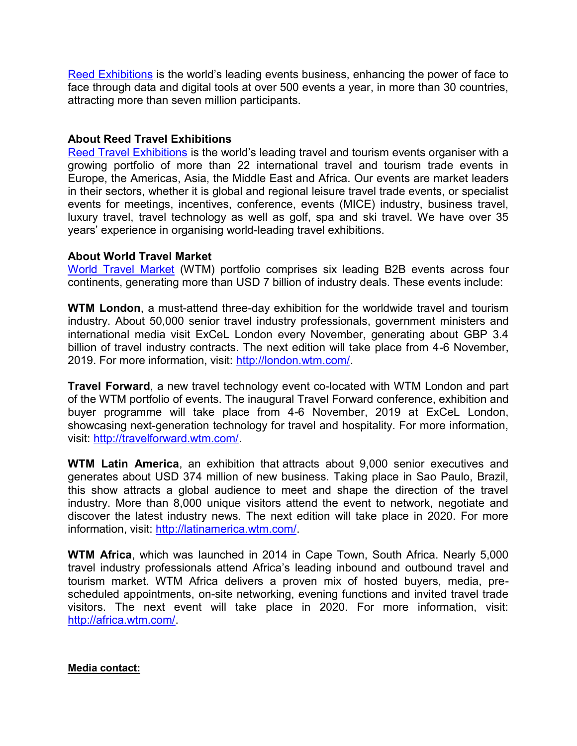[Reed Exhibitions](#) is the world's leading events business, enhancing the power of face to face through data and digital tools at over 500 events a year, in more than 30 countries, attracting more than seven million participants.

**About Reed Travel Exhibitions**

[Reed Travel Exhibitions](#) is the world's leading travel and tourism events organiser with a growing portfolio of more than 22 international travel and tourism trade events in Europe, the Americas, Asia, the Middle East and Africa. Our events are market leaders in their sectors, whether it is global and regional leisure travel trade events, or specialist events for meetings, incentives, conference, events (MICE) industry, business travel, luxury travel, travel technology as well as golf, spa and ski travel. We have over 35 years' experience in organising world-leading travel exhibitions.

**About World Travel Market**

[World Travel Market](#) (WTM) portfolio comprises six leading B2B events across four continents, generating more than USD 7 billion of industry deals. These events include:

**WTM London**, a must-attend three-day exhibition for the worldwide travel and tourism industry. About 50,000 senior travel industry professionals, government ministers and international media visit ExCeL London every November, generating about GBP 3.4 billion of travel industry contracts. The next edition will take place from 4-6 November, 2019. For more information, visit: http://london.wtm.com/.

**Travel Forward**, a new travel technology event co-located with WTM London and part of the WTM portfolio of events. The inaugural Travel Forward conference, exhibition and buyer programme will take place from 4-6 November, 2019 at ExCeL London, showcasing next-generation technology for travel and hospitality. For more information, visit: http://travelforward.wtm.com/.

**WTM Latin America**, an exhibition that attracts about 9,000 senior executives and generates about USD 374 million of new business. Taking place in Sao Paulo, Brazil, this show attracts a global audience to meet and shape the direction of the travel industry. More than 8,000 unique visitors attend the event to network, negotiate and discover the latest industry news. The next edition will take place in 2020. For more information, visit: http://latinamerica.wtm.com/.

**WTM Africa**, which was launched in 2014 in Cape Town, South Africa. Nearly 5,000 travel industry professionals attend Africa's leading inbound and outbound travel and tourism market. WTM Africa delivers a proven mix of hosted buyers, media, pre-scheduled appointments, on-site networking, evening functions and invited travel trade visitors. The next event will take place in 2020. For more information, visit: http://africa.wtm.com/.

**Media contact:**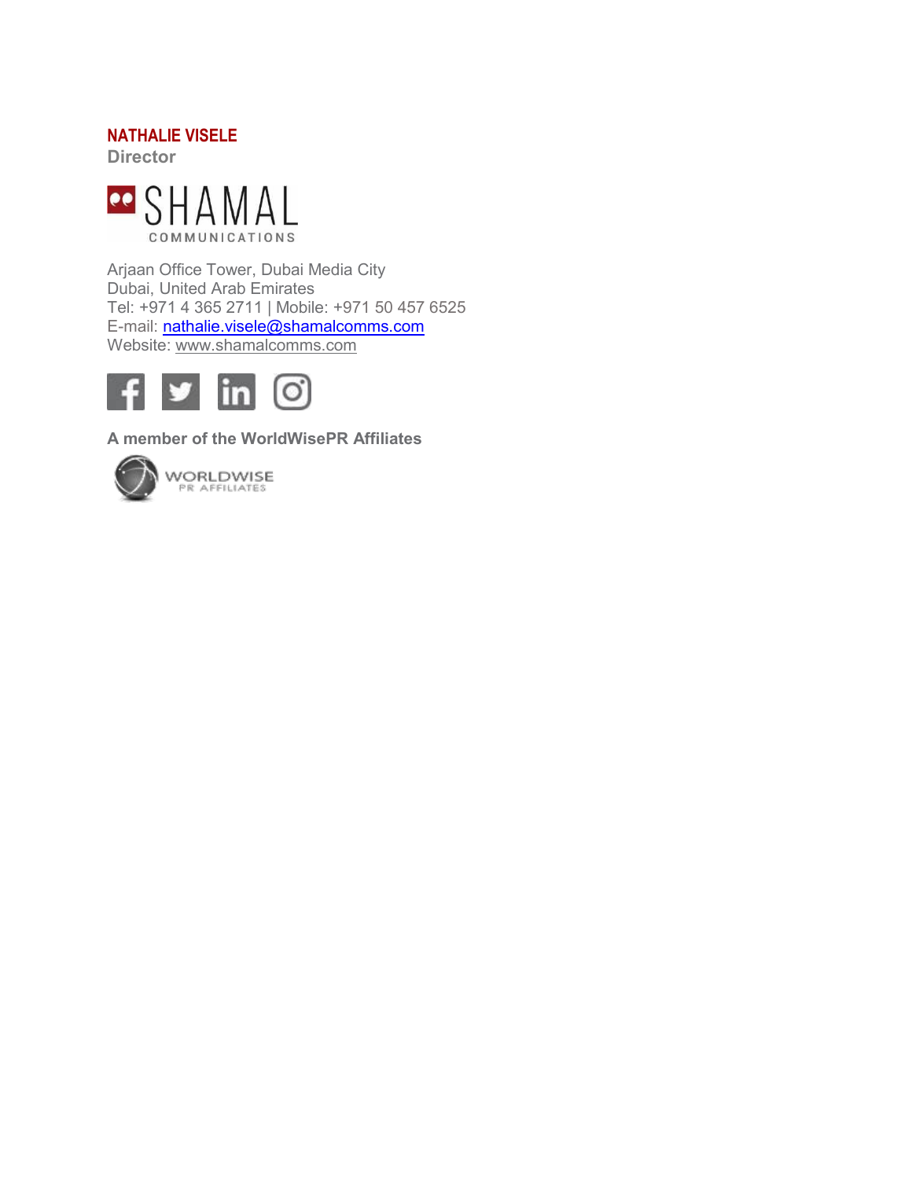**NATHALIE VISELE**
**Director**

SHAMAL COMMUNICATIONS

Arjaan Office Tower, Dubai Media City
Dubai, United Arab Emirates
Tel: +971 4 365 2711 | Mobile: +971 50 457 6525
E-mail: nathalie.visele@shamalcomms.com
Website: www.shamalcomms.com

**A member of the WorldWisePR Affiliates**

WORLDWISE PR AFFILIATES